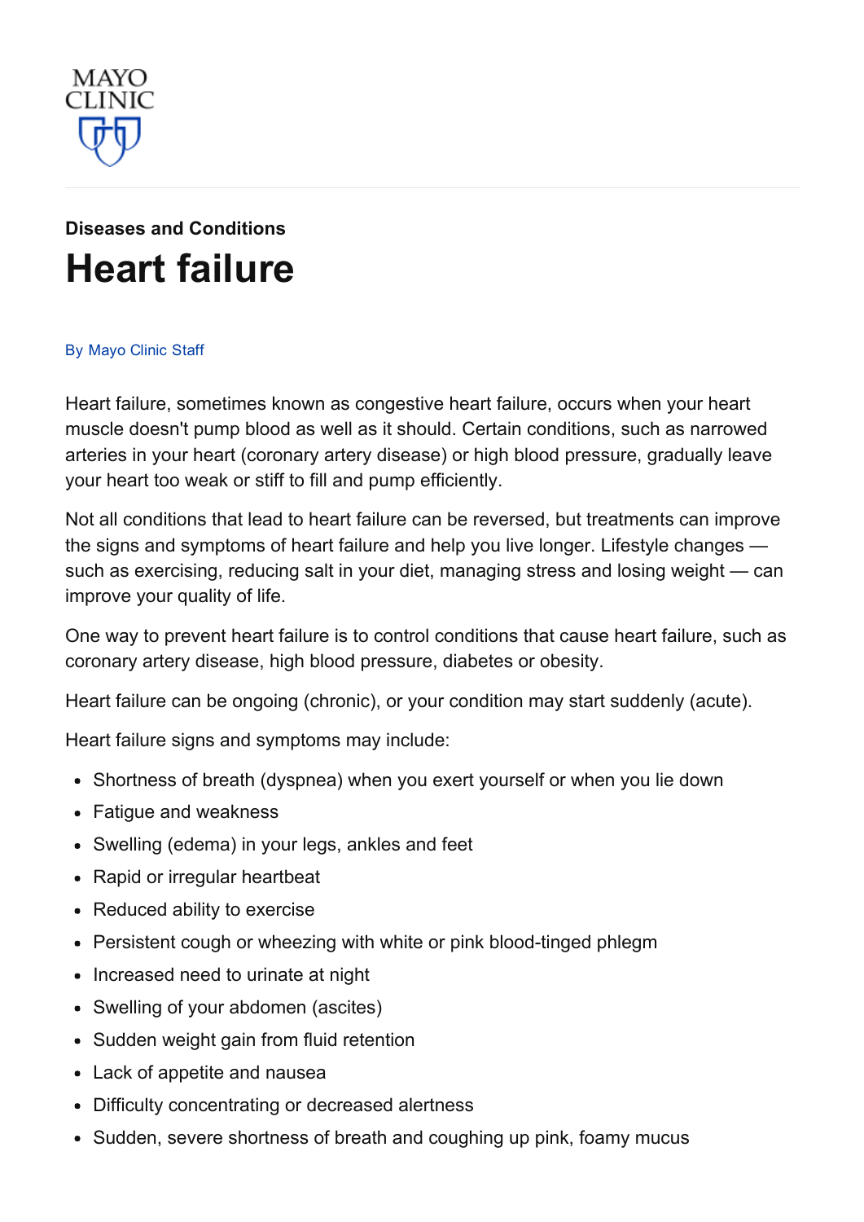MAYO CLINIC

**Diseases and Conditions**

# Heart failure

By Mayo Clinic Staff

Heart failure, sometimes known as congestive heart failure, occurs when your heart muscle doesn't pump blood as well as it should. Certain conditions, such as narrowed arteries in your heart (coronary artery disease) or high blood pressure, gradually leave your heart too weak or stiff to fill and pump efficiently.

Not all conditions that lead to heart failure can be reversed, but treatments can improve the signs and symptoms of heart failure and help you live longer. Lifestyle changes — such as exercising, reducing salt in your diet, managing stress and losing weight — can improve your quality of life.

One way to prevent heart failure is to control conditions that cause heart failure, such as coronary artery disease, high blood pressure, diabetes or obesity.

Heart failure can be ongoing (chronic), or your condition may start suddenly (acute).

Heart failure signs and symptoms may include:

- Shortness of breath (dyspnea) when you exert yourself or when you lie down
- Fatigue and weakness
- Swelling (edema) in your legs, ankles and feet
- Rapid or irregular heartbeat
- Reduced ability to exercise
- Persistent cough or wheezing with white or pink blood-tinged phlegm
- Increased need to urinate at night
- Swelling of your abdomen (ascites)
- Sudden weight gain from fluid retention
- Lack of appetite and nausea
- Difficulty concentrating or decreased alertness
- Sudden, severe shortness of breath and coughing up pink, foamy mucus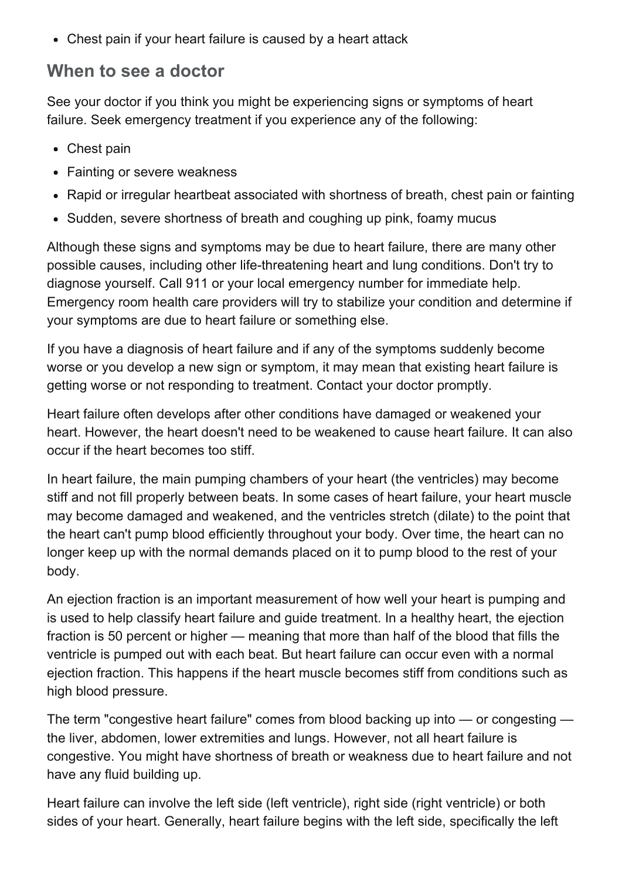- Chest pain if your heart failure is caused by a heart attack

## When to see a doctor

See your doctor if you think you might be experiencing signs or symptoms of heart failure. Seek emergency treatment if you experience any of the following:

- Chest pain
- Fainting or severe weakness
- Rapid or irregular heartbeat associated with shortness of breath, chest pain or fainting
- Sudden, severe shortness of breath and coughing up pink, foamy mucus

Although these signs and symptoms may be due to heart failure, there are many other possible causes, including other life-threatening heart and lung conditions. Don't try to diagnose yourself. Call 911 or your local emergency number for immediate help. Emergency room health care providers will try to stabilize your condition and determine if your symptoms are due to heart failure or something else.

If you have a diagnosis of heart failure and if any of the symptoms suddenly become worse or you develop a new sign or symptom, it may mean that existing heart failure is getting worse or not responding to treatment. Contact your doctor promptly.

Heart failure often develops after other conditions have damaged or weakened your heart. However, the heart doesn't need to be weakened to cause heart failure. It can also occur if the heart becomes too stiff.

In heart failure, the main pumping chambers of your heart (the ventricles) may become stiff and not fill properly between beats. In some cases of heart failure, your heart muscle may become damaged and weakened, and the ventricles stretch (dilate) to the point that the heart can't pump blood efficiently throughout your body. Over time, the heart can no longer keep up with the normal demands placed on it to pump blood to the rest of your body.

An ejection fraction is an important measurement of how well your heart is pumping and is used to help classify heart failure and guide treatment. In a healthy heart, the ejection fraction is 50 percent or higher — meaning that more than half of the blood that fills the ventricle is pumped out with each beat. But heart failure can occur even with a normal ejection fraction. This happens if the heart muscle becomes stiff from conditions such as high blood pressure.

The term "congestive heart failure" comes from blood backing up into — or congesting — the liver, abdomen, lower extremities and lungs. However, not all heart failure is congestive. You might have shortness of breath or weakness due to heart failure and not have any fluid building up.

Heart failure can involve the left side (left ventricle), right side (right ventricle) or both sides of your heart. Generally, heart failure begins with the left side, specifically the left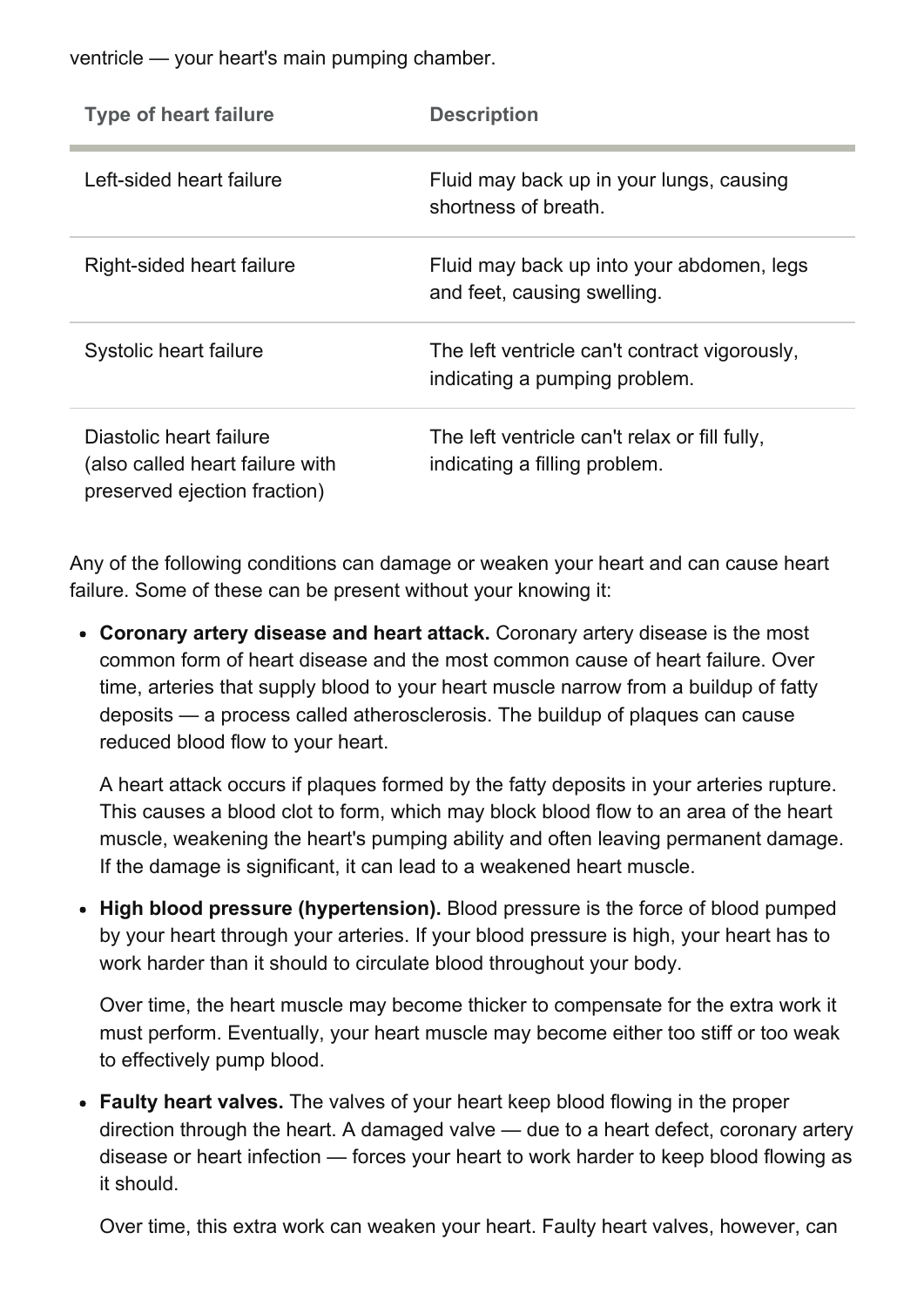ventricle — your heart's main pumping chamber.

| Type of heart failure | Description |
| --- | --- |
| Left-sided heart failure | Fluid may back up in your lungs, causing shortness of breath. |
| Right-sided heart failure | Fluid may back up into your abdomen, legs and feet, causing swelling. |
| Systolic heart failure | The left ventricle can't contract vigorously, indicating a pumping problem. |
| Diastolic heart failure (also called heart failure with preserved ejection fraction) | The left ventricle can't relax or fill fully, indicating a filling problem. |

Any of the following conditions can damage or weaken your heart and can cause heart failure. Some of these can be present without your knowing it:

- **Coronary artery disease and heart attack.** Coronary artery disease is the most common form of heart disease and the most common cause of heart failure. Over time, arteries that supply blood to your heart muscle narrow from a buildup of fatty deposits — a process called atherosclerosis. The buildup of plaques can cause reduced blood flow to your heart.

  A heart attack occurs if plaques formed by the fatty deposits in your arteries rupture. This causes a blood clot to form, which may block blood flow to an area of the heart muscle, weakening the heart's pumping ability and often leaving permanent damage. If the damage is significant, it can lead to a weakened heart muscle.

- **High blood pressure (hypertension).** Blood pressure is the force of blood pumped by your heart through your arteries. If your blood pressure is high, your heart has to work harder than it should to circulate blood throughout your body.

  Over time, the heart muscle may become thicker to compensate for the extra work it must perform. Eventually, your heart muscle may become either too stiff or too weak to effectively pump blood.

- **Faulty heart valves.** The valves of your heart keep blood flowing in the proper direction through the heart. A damaged valve — due to a heart defect, coronary artery disease or heart infection — forces your heart to work harder to keep blood flowing as it should.

  Over time, this extra work can weaken your heart. Faulty heart valves, however, can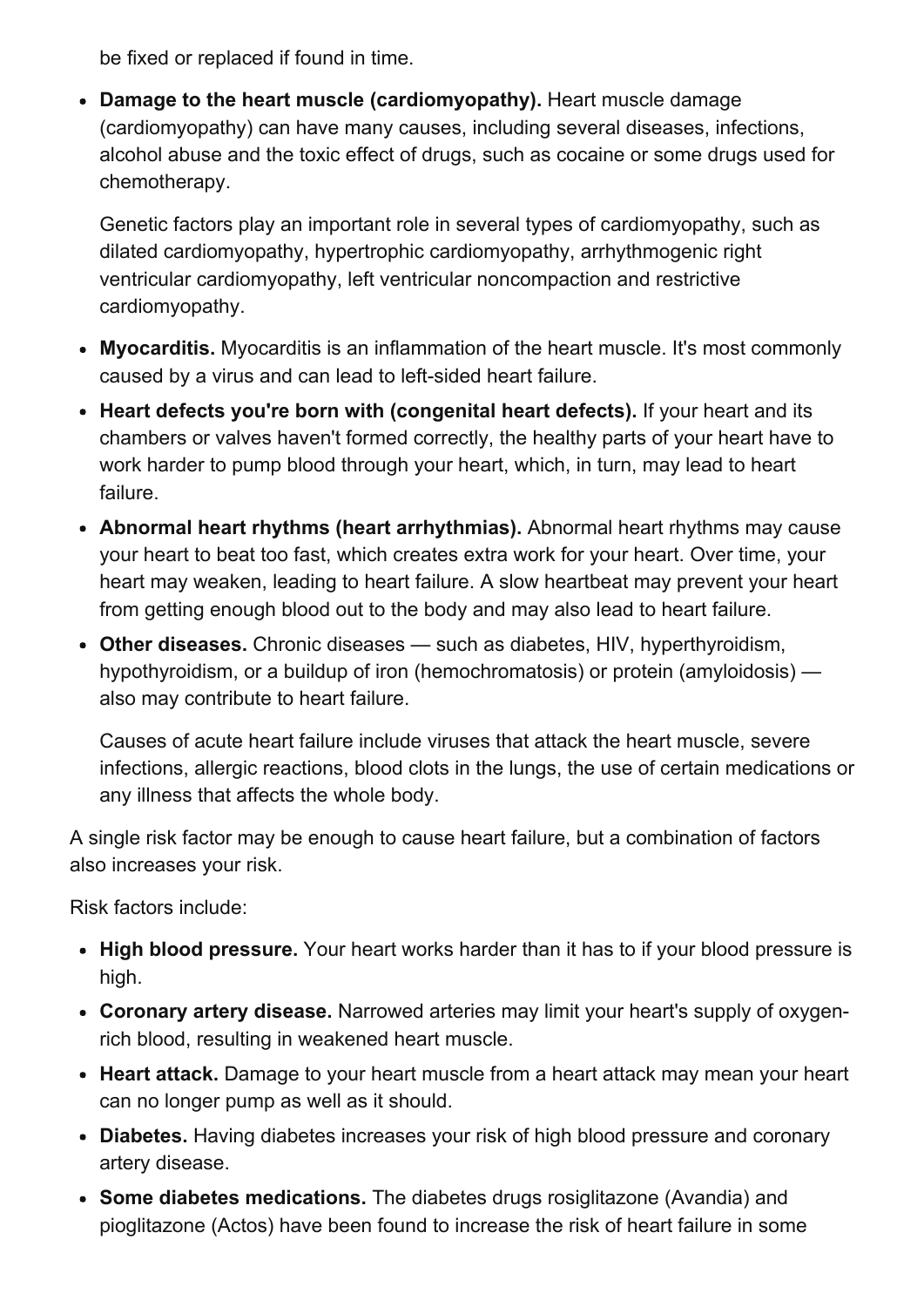be fixed or replaced if found in time.

- **Damage to the heart muscle (cardiomyopathy).** Heart muscle damage (cardiomyopathy) can have many causes, including several diseases, infections, alcohol abuse and the toxic effect of drugs, such as cocaine or some drugs used for chemotherapy.

  Genetic factors play an important role in several types of cardiomyopathy, such as dilated cardiomyopathy, hypertrophic cardiomyopathy, arrhythmogenic right ventricular cardiomyopathy, left ventricular noncompaction and restrictive cardiomyopathy.

- **Myocarditis.** Myocarditis is an inflammation of the heart muscle. It's most commonly caused by a virus and can lead to left-sided heart failure.
- **Heart defects you're born with (congenital heart defects).** If your heart and its chambers or valves haven't formed correctly, the healthy parts of your heart have to work harder to pump blood through your heart, which, in turn, may lead to heart failure.
- **Abnormal heart rhythms (heart arrhythmias).** Abnormal heart rhythms may cause your heart to beat too fast, which creates extra work for your heart. Over time, your heart may weaken, leading to heart failure. A slow heartbeat may prevent your heart from getting enough blood out to the body and may also lead to heart failure.
- **Other diseases.** Chronic diseases — such as diabetes, HIV, hyperthyroidism, hypothyroidism, or a buildup of iron (hemochromatosis) or protein (amyloidosis) — also may contribute to heart failure.

  Causes of acute heart failure include viruses that attack the heart muscle, severe infections, allergic reactions, blood clots in the lungs, the use of certain medications or any illness that affects the whole body.

A single risk factor may be enough to cause heart failure, but a combination of factors also increases your risk.

Risk factors include:

- **High blood pressure.** Your heart works harder than it has to if your blood pressure is high.
- **Coronary artery disease.** Narrowed arteries may limit your heart's supply of oxygen-rich blood, resulting in weakened heart muscle.
- **Heart attack.** Damage to your heart muscle from a heart attack may mean your heart can no longer pump as well as it should.
- **Diabetes.** Having diabetes increases your risk of high blood pressure and coronary artery disease.
- **Some diabetes medications.** The diabetes drugs rosiglitazone (Avandia) and pioglitazone (Actos) have been found to increase the risk of heart failure in some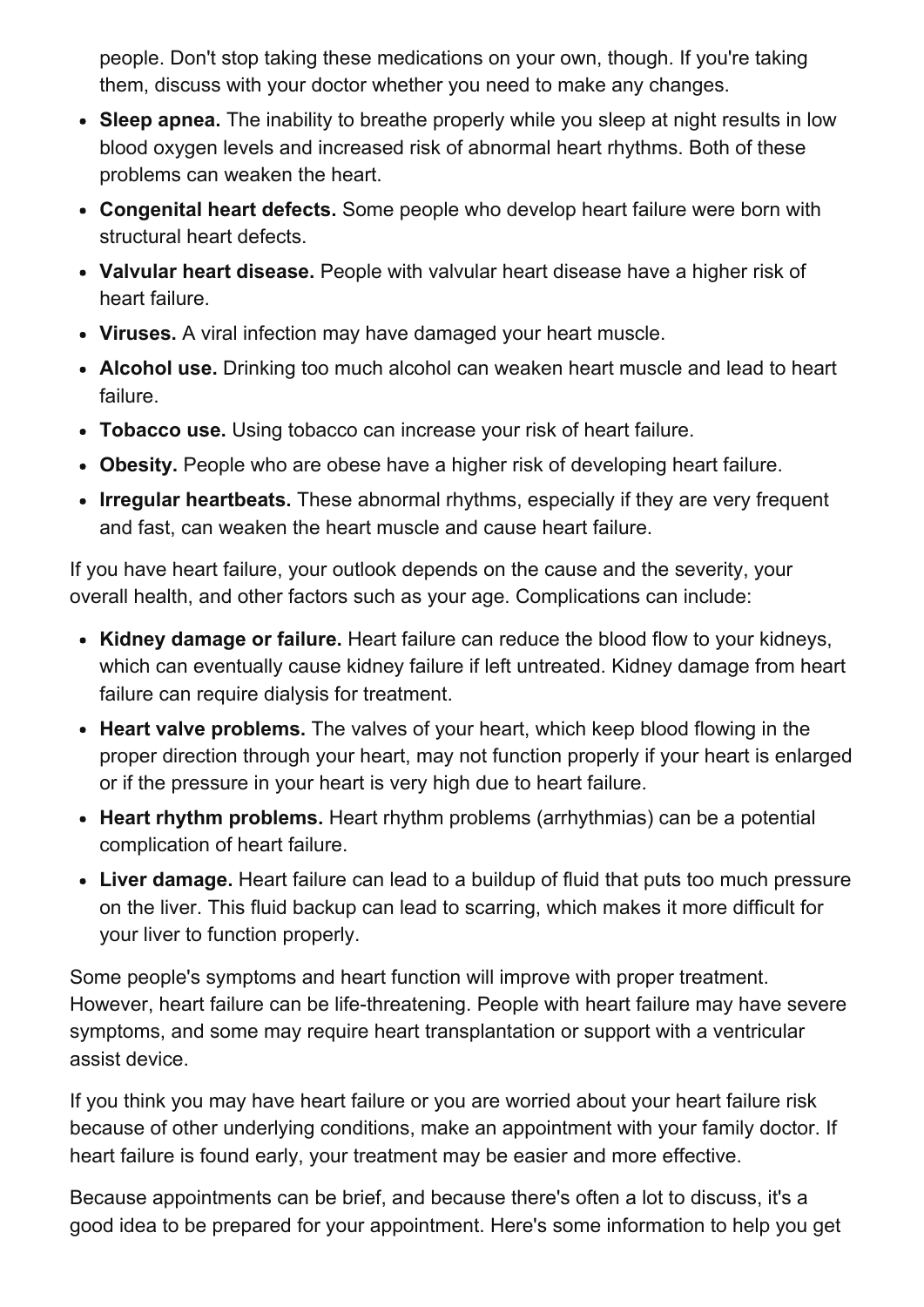people. Don't stop taking these medications on your own, though. If you're taking them, discuss with your doctor whether you need to make any changes.

- **Sleep apnea.** The inability to breathe properly while you sleep at night results in low blood oxygen levels and increased risk of abnormal heart rhythms. Both of these problems can weaken the heart.
- **Congenital heart defects.** Some people who develop heart failure were born with structural heart defects.
- **Valvular heart disease.** People with valvular heart disease have a higher risk of heart failure.
- **Viruses.** A viral infection may have damaged your heart muscle.
- **Alcohol use.** Drinking too much alcohol can weaken heart muscle and lead to heart failure.
- **Tobacco use.** Using tobacco can increase your risk of heart failure.
- **Obesity.** People who are obese have a higher risk of developing heart failure.
- **Irregular heartbeats.** These abnormal rhythms, especially if they are very frequent and fast, can weaken the heart muscle and cause heart failure.

If you have heart failure, your outlook depends on the cause and the severity, your overall health, and other factors such as your age. Complications can include:

- **Kidney damage or failure.** Heart failure can reduce the blood flow to your kidneys, which can eventually cause kidney failure if left untreated. Kidney damage from heart failure can require dialysis for treatment.
- **Heart valve problems.** The valves of your heart, which keep blood flowing in the proper direction through your heart, may not function properly if your heart is enlarged or if the pressure in your heart is very high due to heart failure.
- **Heart rhythm problems.** Heart rhythm problems (arrhythmias) can be a potential complication of heart failure.
- **Liver damage.** Heart failure can lead to a buildup of fluid that puts too much pressure on the liver. This fluid backup can lead to scarring, which makes it more difficult for your liver to function properly.

Some people's symptoms and heart function will improve with proper treatment. However, heart failure can be life-threatening. People with heart failure may have severe symptoms, and some may require heart transplantation or support with a ventricular assist device.

If you think you may have heart failure or you are worried about your heart failure risk because of other underlying conditions, make an appointment with your family doctor. If heart failure is found early, your treatment may be easier and more effective.

Because appointments can be brief, and because there's often a lot to discuss, it's a good idea to be prepared for your appointment. Here's some information to help you get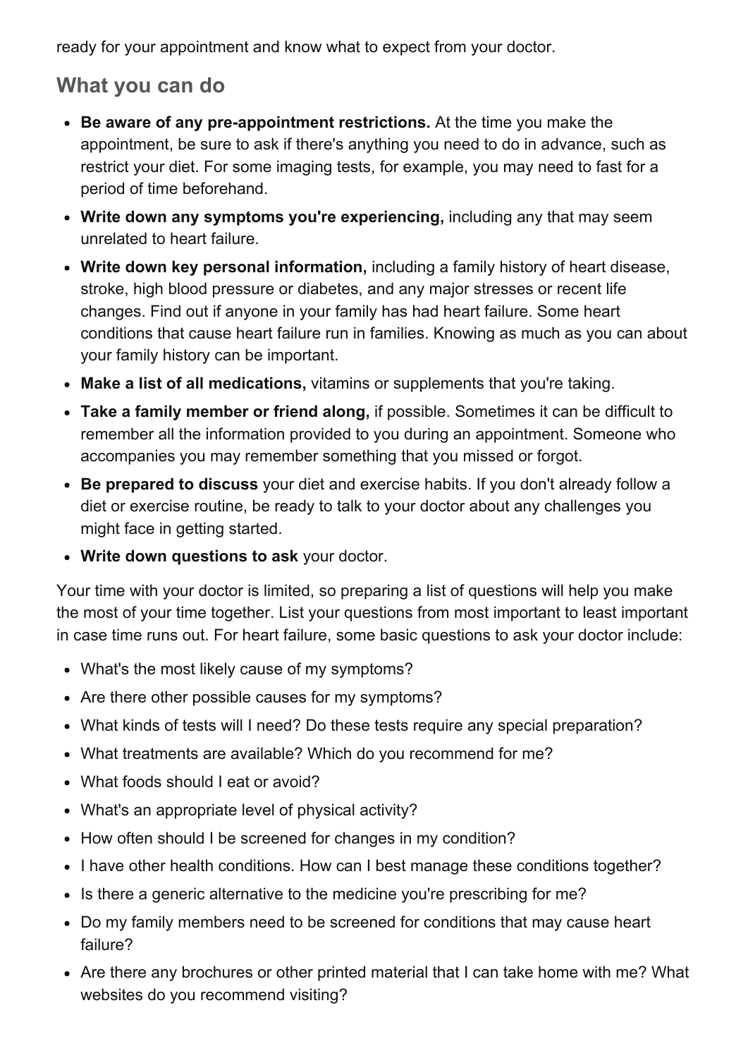ready for your appointment and know what to expect from your doctor.

## What you can do

- **Be aware of any pre-appointment restrictions.** At the time you make the appointment, be sure to ask if there's anything you need to do in advance, such as restrict your diet. For some imaging tests, for example, you may need to fast for a period of time beforehand.
- **Write down any symptoms you're experiencing,** including any that may seem unrelated to heart failure.
- **Write down key personal information,** including a family history of heart disease, stroke, high blood pressure or diabetes, and any major stresses or recent life changes. Find out if anyone in your family has had heart failure. Some heart conditions that cause heart failure run in families. Knowing as much as you can about your family history can be important.
- **Make a list of all medications,** vitamins or supplements that you're taking.
- **Take a family member or friend along,** if possible. Sometimes it can be difficult to remember all the information provided to you during an appointment. Someone who accompanies you may remember something that you missed or forgot.
- **Be prepared to discuss** your diet and exercise habits. If you don't already follow a diet or exercise routine, be ready to talk to your doctor about any challenges you might face in getting started.
- **Write down questions to ask** your doctor.

Your time with your doctor is limited, so preparing a list of questions will help you make the most of your time together. List your questions from most important to least important in case time runs out. For heart failure, some basic questions to ask your doctor include:

- What's the most likely cause of my symptoms?
- Are there other possible causes for my symptoms?
- What kinds of tests will I need? Do these tests require any special preparation?
- What treatments are available? Which do you recommend for me?
- What foods should I eat or avoid?
- What's an appropriate level of physical activity?
- How often should I be screened for changes in my condition?
- I have other health conditions. How can I best manage these conditions together?
- Is there a generic alternative to the medicine you're prescribing for me?
- Do my family members need to be screened for conditions that may cause heart failure?
- Are there any brochures or other printed material that I can take home with me? What websites do you recommend visiting?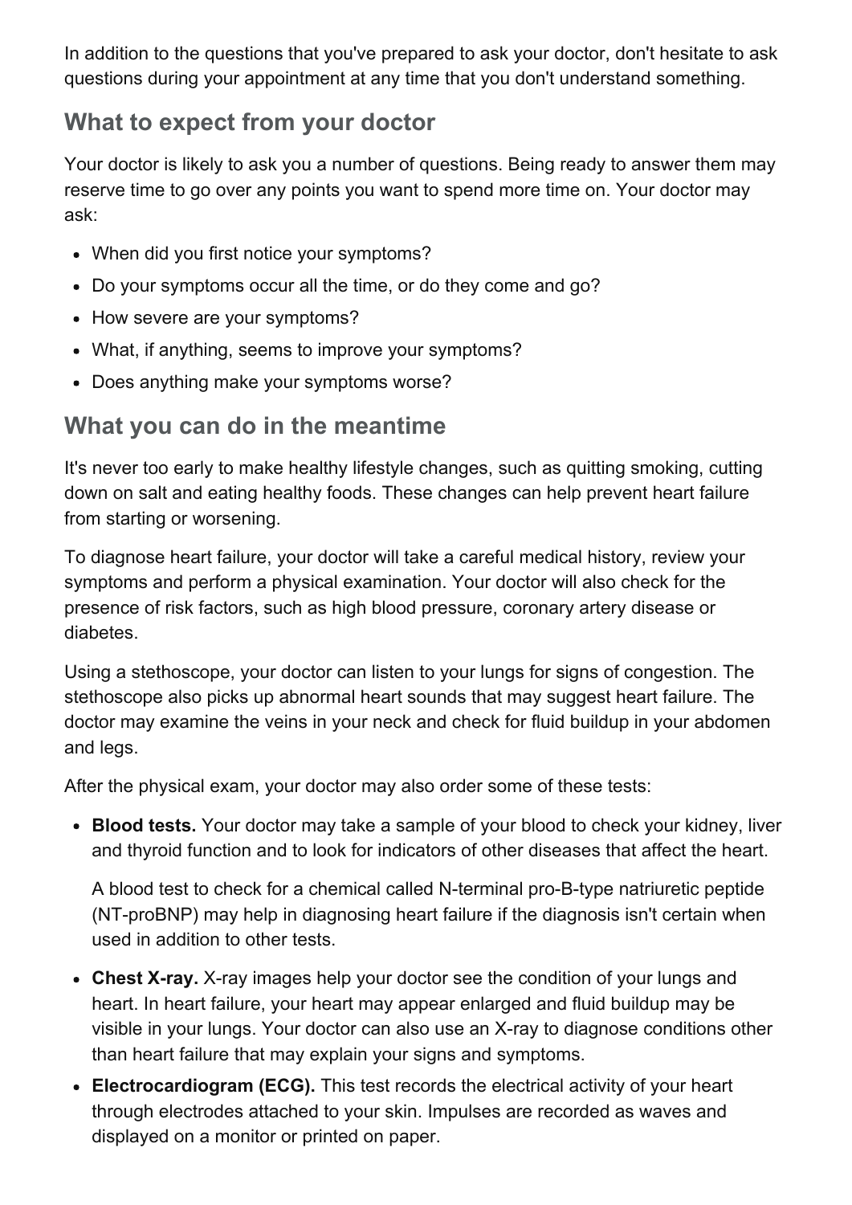In addition to the questions that you've prepared to ask your doctor, don't hesitate to ask questions during your appointment at any time that you don't understand something.

## What to expect from your doctor

Your doctor is likely to ask you a number of questions. Being ready to answer them may reserve time to go over any points you want to spend more time on. Your doctor may ask:

- When did you first notice your symptoms?
- Do your symptoms occur all the time, or do they come and go?
- How severe are your symptoms?
- What, if anything, seems to improve your symptoms?
- Does anything make your symptoms worse?

## What you can do in the meantime

It's never too early to make healthy lifestyle changes, such as quitting smoking, cutting down on salt and eating healthy foods. These changes can help prevent heart failure from starting or worsening.

To diagnose heart failure, your doctor will take a careful medical history, review your symptoms and perform a physical examination. Your doctor will also check for the presence of risk factors, such as high blood pressure, coronary artery disease or diabetes.

Using a stethoscope, your doctor can listen to your lungs for signs of congestion. The stethoscope also picks up abnormal heart sounds that may suggest heart failure. The doctor may examine the veins in your neck and check for fluid buildup in your abdomen and legs.

After the physical exam, your doctor may also order some of these tests:

- **Blood tests.** Your doctor may take a sample of your blood to check your kidney, liver and thyroid function and to look for indicators of other diseases that affect the heart.

  A blood test to check for a chemical called N-terminal pro-B-type natriuretic peptide (NT-proBNP) may help in diagnosing heart failure if the diagnosis isn't certain when used in addition to other tests.

- **Chest X-ray.** X-ray images help your doctor see the condition of your lungs and heart. In heart failure, your heart may appear enlarged and fluid buildup may be visible in your lungs. Your doctor can also use an X-ray to diagnose conditions other than heart failure that may explain your signs and symptoms.
- **Electrocardiogram (ECG).** This test records the electrical activity of your heart through electrodes attached to your skin. Impulses are recorded as waves and displayed on a monitor or printed on paper.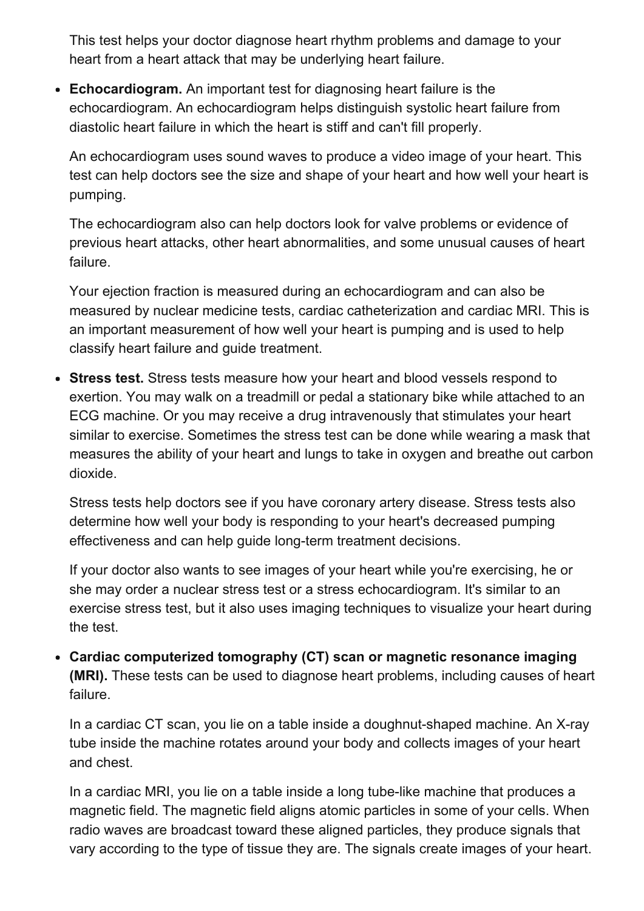This test helps your doctor diagnose heart rhythm problems and damage to your heart from a heart attack that may be underlying heart failure.

- **Echocardiogram.** An important test for diagnosing heart failure is the echocardiogram. An echocardiogram helps distinguish systolic heart failure from diastolic heart failure in which the heart is stiff and can't fill properly.

  An echocardiogram uses sound waves to produce a video image of your heart. This test can help doctors see the size and shape of your heart and how well your heart is pumping.

  The echocardiogram also can help doctors look for valve problems or evidence of previous heart attacks, other heart abnormalities, and some unusual causes of heart failure.

  Your ejection fraction is measured during an echocardiogram and can also be measured by nuclear medicine tests, cardiac catheterization and cardiac MRI. This is an important measurement of how well your heart is pumping and is used to help classify heart failure and guide treatment.

- **Stress test.** Stress tests measure how your heart and blood vessels respond to exertion. You may walk on a treadmill or pedal a stationary bike while attached to an ECG machine. Or you may receive a drug intravenously that stimulates your heart similar to exercise. Sometimes the stress test can be done while wearing a mask that measures the ability of your heart and lungs to take in oxygen and breathe out carbon dioxide.

  Stress tests help doctors see if you have coronary artery disease. Stress tests also determine how well your body is responding to your heart's decreased pumping effectiveness and can help guide long-term treatment decisions.

  If your doctor also wants to see images of your heart while you're exercising, he or she may order a nuclear stress test or a stress echocardiogram. It's similar to an exercise stress test, but it also uses imaging techniques to visualize your heart during the test.

- **Cardiac computerized tomography (CT) scan or magnetic resonance imaging (MRI).** These tests can be used to diagnose heart problems, including causes of heart failure.

  In a cardiac CT scan, you lie on a table inside a doughnut-shaped machine. An X-ray tube inside the machine rotates around your body and collects images of your heart and chest.

  In a cardiac MRI, you lie on a table inside a long tube-like machine that produces a magnetic field. The magnetic field aligns atomic particles in some of your cells. When radio waves are broadcast toward these aligned particles, they produce signals that vary according to the type of tissue they are. The signals create images of your heart.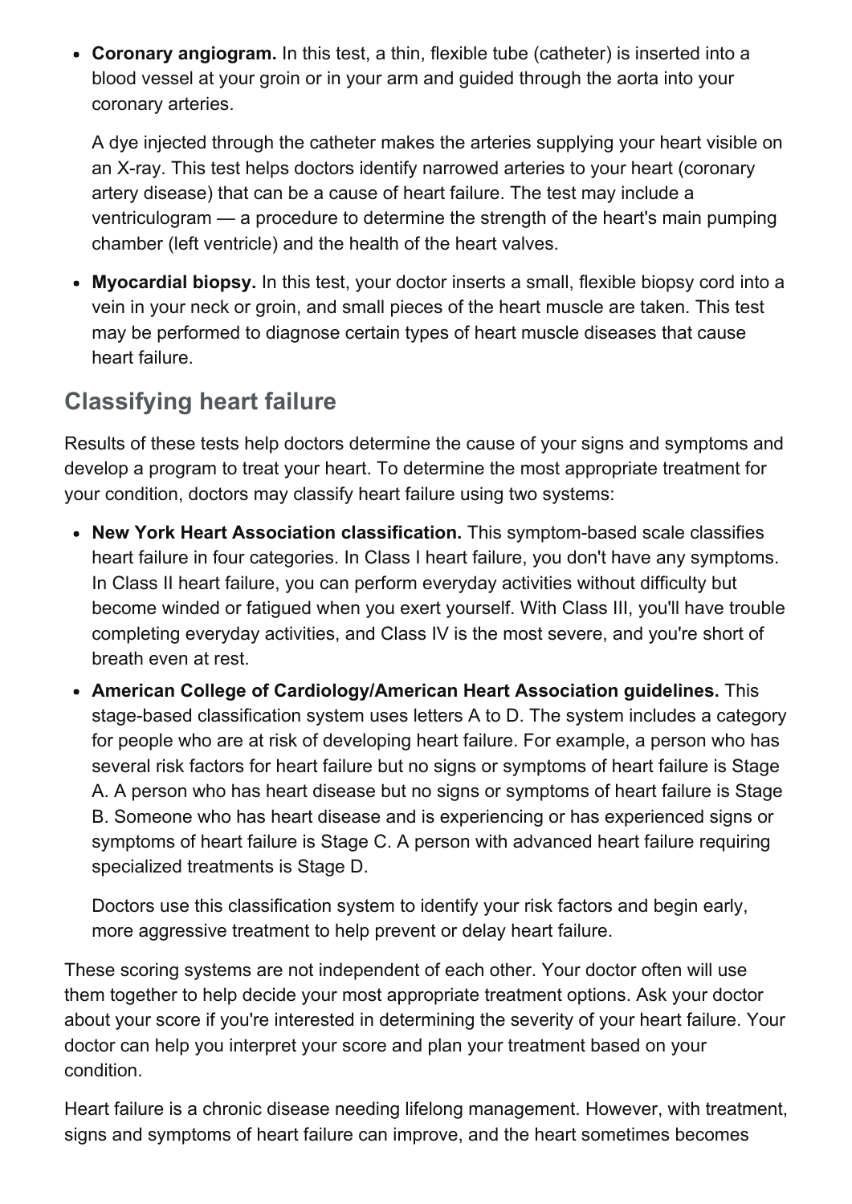- **Coronary angiogram.** In this test, a thin, flexible tube (catheter) is inserted into a blood vessel at your groin or in your arm and guided through the aorta into your coronary arteries.

  A dye injected through the catheter makes the arteries supplying your heart visible on an X-ray. This test helps doctors identify narrowed arteries to your heart (coronary artery disease) that can be a cause of heart failure. The test may include a ventriculogram — a procedure to determine the strength of the heart's main pumping chamber (left ventricle) and the health of the heart valves.

- **Myocardial biopsy.** In this test, your doctor inserts a small, flexible biopsy cord into a vein in your neck or groin, and small pieces of the heart muscle are taken. This test may be performed to diagnose certain types of heart muscle diseases that cause heart failure.

## Classifying heart failure

Results of these tests help doctors determine the cause of your signs and symptoms and develop a program to treat your heart. To determine the most appropriate treatment for your condition, doctors may classify heart failure using two systems:

- **New York Heart Association classification.** This symptom-based scale classifies heart failure in four categories. In Class I heart failure, you don't have any symptoms. In Class II heart failure, you can perform everyday activities without difficulty but become winded or fatigued when you exert yourself. With Class III, you'll have trouble completing everyday activities, and Class IV is the most severe, and you're short of breath even at rest.
- **American College of Cardiology/American Heart Association guidelines.** This stage-based classification system uses letters A to D. The system includes a category for people who are at risk of developing heart failure. For example, a person who has several risk factors for heart failure but no signs or symptoms of heart failure is Stage A. A person who has heart disease but no signs or symptoms of heart failure is Stage B. Someone who has heart disease and is experiencing or has experienced signs or symptoms of heart failure is Stage C. A person with advanced heart failure requiring specialized treatments is Stage D.

  Doctors use this classification system to identify your risk factors and begin early, more aggressive treatment to help prevent or delay heart failure.

These scoring systems are not independent of each other. Your doctor often will use them together to help decide your most appropriate treatment options. Ask your doctor about your score if you're interested in determining the severity of your heart failure. Your doctor can help you interpret your score and plan your treatment based on your condition.

Heart failure is a chronic disease needing lifelong management. However, with treatment, signs and symptoms of heart failure can improve, and the heart sometimes becomes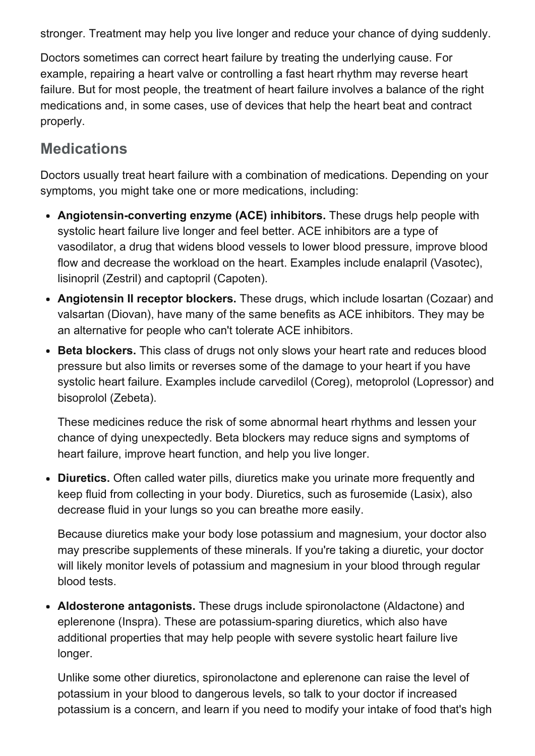stronger. Treatment may help you live longer and reduce your chance of dying suddenly.

Doctors sometimes can correct heart failure by treating the underlying cause. For example, repairing a heart valve or controlling a fast heart rhythm may reverse heart failure. But for most people, the treatment of heart failure involves a balance of the right medications and, in some cases, use of devices that help the heart beat and contract properly.

## Medications

Doctors usually treat heart failure with a combination of medications. Depending on your symptoms, you might take one or more medications, including:

- **Angiotensin-converting enzyme (ACE) inhibitors.** These drugs help people with systolic heart failure live longer and feel better. ACE inhibitors are a type of vasodilator, a drug that widens blood vessels to lower blood pressure, improve blood flow and decrease the workload on the heart. Examples include enalapril (Vasotec), lisinopril (Zestril) and captopril (Capoten).
- **Angiotensin II receptor blockers.** These drugs, which include losartan (Cozaar) and valsartan (Diovan), have many of the same benefits as ACE inhibitors. They may be an alternative for people who can't tolerate ACE inhibitors.
- **Beta blockers.** This class of drugs not only slows your heart rate and reduces blood pressure but also limits or reverses some of the damage to your heart if you have systolic heart failure. Examples include carvedilol (Coreg), metoprolol (Lopressor) and bisoprolol (Zebeta).

  These medicines reduce the risk of some abnormal heart rhythms and lessen your chance of dying unexpectedly. Beta blockers may reduce signs and symptoms of heart failure, improve heart function, and help you live longer.

- **Diuretics.** Often called water pills, diuretics make you urinate more frequently and keep fluid from collecting in your body. Diuretics, such as furosemide (Lasix), also decrease fluid in your lungs so you can breathe more easily.

  Because diuretics make your body lose potassium and magnesium, your doctor also may prescribe supplements of these minerals. If you're taking a diuretic, your doctor will likely monitor levels of potassium and magnesium in your blood through regular blood tests.

- **Aldosterone antagonists.** These drugs include spironolactone (Aldactone) and eplerenone (Inspra). These are potassium-sparing diuretics, which also have additional properties that may help people with severe systolic heart failure live longer.

  Unlike some other diuretics, spironolactone and eplerenone can raise the level of potassium in your blood to dangerous levels, so talk to your doctor if increased potassium is a concern, and learn if you need to modify your intake of food that's high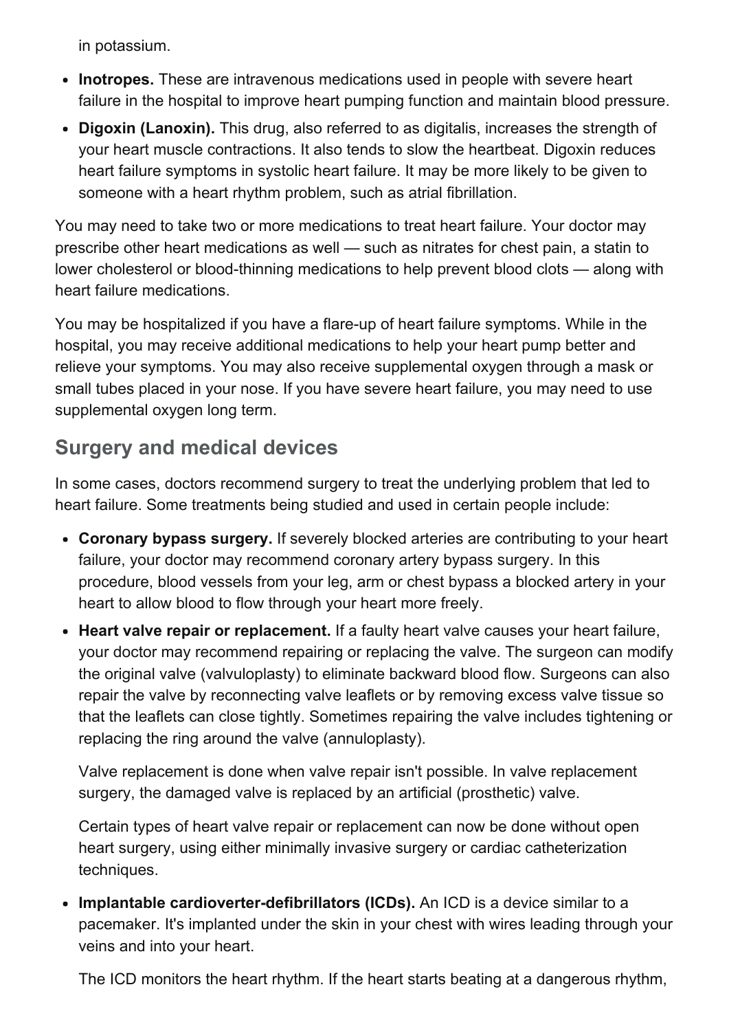in potassium.

- **Inotropes.** These are intravenous medications used in people with severe heart failure in the hospital to improve heart pumping function and maintain blood pressure.
- **Digoxin (Lanoxin).** This drug, also referred to as digitalis, increases the strength of your heart muscle contractions. It also tends to slow the heartbeat. Digoxin reduces heart failure symptoms in systolic heart failure. It may be more likely to be given to someone with a heart rhythm problem, such as atrial fibrillation.

You may need to take two or more medications to treat heart failure. Your doctor may prescribe other heart medications as well — such as nitrates for chest pain, a statin to lower cholesterol or blood-thinning medications to help prevent blood clots — along with heart failure medications.

You may be hospitalized if you have a flare-up of heart failure symptoms. While in the hospital, you may receive additional medications to help your heart pump better and relieve your symptoms. You may also receive supplemental oxygen through a mask or small tubes placed in your nose. If you have severe heart failure, you may need to use supplemental oxygen long term.

## Surgery and medical devices

In some cases, doctors recommend surgery to treat the underlying problem that led to heart failure. Some treatments being studied and used in certain people include:

- **Coronary bypass surgery.** If severely blocked arteries are contributing to your heart failure, your doctor may recommend coronary artery bypass surgery. In this procedure, blood vessels from your leg, arm or chest bypass a blocked artery in your heart to allow blood to flow through your heart more freely.
- **Heart valve repair or replacement.** If a faulty heart valve causes your heart failure, your doctor may recommend repairing or replacing the valve. The surgeon can modify the original valve (valvuloplasty) to eliminate backward blood flow. Surgeons can also repair the valve by reconnecting valve leaflets or by removing excess valve tissue so that the leaflets can close tightly. Sometimes repairing the valve includes tightening or replacing the ring around the valve (annuloplasty).

  Valve replacement is done when valve repair isn't possible. In valve replacement surgery, the damaged valve is replaced by an artificial (prosthetic) valve.

  Certain types of heart valve repair or replacement can now be done without open heart surgery, using either minimally invasive surgery or cardiac catheterization techniques.

- **Implantable cardioverter-defibrillators (ICDs).** An ICD is a device similar to a pacemaker. It's implanted under the skin in your chest with wires leading through your veins and into your heart.

  The ICD monitors the heart rhythm. If the heart starts beating at a dangerous rhythm,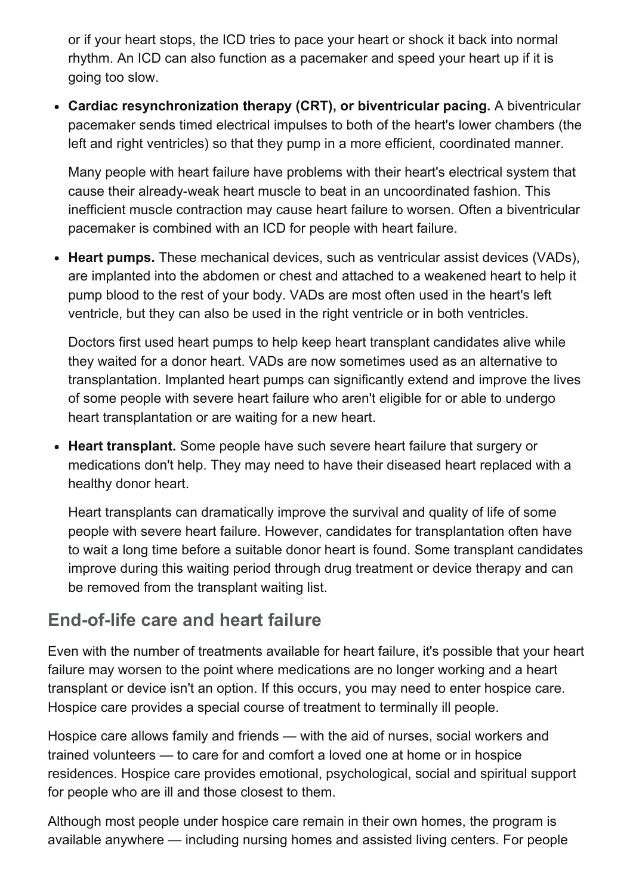or if your heart stops, the ICD tries to pace your heart or shock it back into normal rhythm. An ICD can also function as a pacemaker and speed your heart up if it is going too slow.

- **Cardiac resynchronization therapy (CRT), or biventricular pacing.** A biventricular pacemaker sends timed electrical impulses to both of the heart's lower chambers (the left and right ventricles) so that they pump in a more efficient, coordinated manner.

  Many people with heart failure have problems with their heart's electrical system that cause their already-weak heart muscle to beat in an uncoordinated fashion. This inefficient muscle contraction may cause heart failure to worsen. Often a biventricular pacemaker is combined with an ICD for people with heart failure.

- **Heart pumps.** These mechanical devices, such as ventricular assist devices (VADs), are implanted into the abdomen or chest and attached to a weakened heart to help it pump blood to the rest of your body. VADs are most often used in the heart's left ventricle, but they can also be used in the right ventricle or in both ventricles.

  Doctors first used heart pumps to help keep heart transplant candidates alive while they waited for a donor heart. VADs are now sometimes used as an alternative to transplantation. Implanted heart pumps can significantly extend and improve the lives of some people with severe heart failure who aren't eligible for or able to undergo heart transplantation or are waiting for a new heart.

- **Heart transplant.** Some people have such severe heart failure that surgery or medications don't help. They may need to have their diseased heart replaced with a healthy donor heart.

  Heart transplants can dramatically improve the survival and quality of life of some people with severe heart failure. However, candidates for transplantation often have to wait a long time before a suitable donor heart is found. Some transplant candidates improve during this waiting period through drug treatment or device therapy and can be removed from the transplant waiting list.

## End-of-life care and heart failure

Even with the number of treatments available for heart failure, it's possible that your heart failure may worsen to the point where medications are no longer working and a heart transplant or device isn't an option. If this occurs, you may need to enter hospice care. Hospice care provides a special course of treatment to terminally ill people.

Hospice care allows family and friends — with the aid of nurses, social workers and trained volunteers — to care for and comfort a loved one at home or in hospice residences. Hospice care provides emotional, psychological, social and spiritual support for people who are ill and those closest to them.

Although most people under hospice care remain in their own homes, the program is available anywhere — including nursing homes and assisted living centers. For people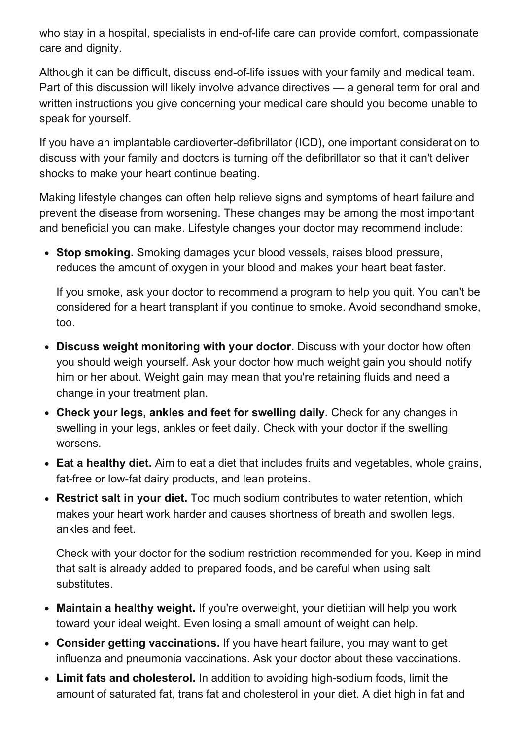who stay in a hospital, specialists in end-of-life care can provide comfort, compassionate care and dignity.

Although it can be difficult, discuss end-of-life issues with your family and medical team. Part of this discussion will likely involve advance directives — a general term for oral and written instructions you give concerning your medical care should you become unable to speak for yourself.

If you have an implantable cardioverter-defibrillator (ICD), one important consideration to discuss with your family and doctors is turning off the defibrillator so that it can't deliver shocks to make your heart continue beating.

Making lifestyle changes can often help relieve signs and symptoms of heart failure and prevent the disease from worsening. These changes may be among the most important and beneficial you can make. Lifestyle changes your doctor may recommend include:

- **Stop smoking.** Smoking damages your blood vessels, raises blood pressure, reduces the amount of oxygen in your blood and makes your heart beat faster.

  If you smoke, ask your doctor to recommend a program to help you quit. You can't be considered for a heart transplant if you continue to smoke. Avoid secondhand smoke, too.

- **Discuss weight monitoring with your doctor.** Discuss with your doctor how often you should weigh yourself. Ask your doctor how much weight gain you should notify him or her about. Weight gain may mean that you're retaining fluids and need a change in your treatment plan.
- **Check your legs, ankles and feet for swelling daily.** Check for any changes in swelling in your legs, ankles or feet daily. Check with your doctor if the swelling worsens.
- **Eat a healthy diet.** Aim to eat a diet that includes fruits and vegetables, whole grains, fat-free or low-fat dairy products, and lean proteins.
- **Restrict salt in your diet.** Too much sodium contributes to water retention, which makes your heart work harder and causes shortness of breath and swollen legs, ankles and feet.

  Check with your doctor for the sodium restriction recommended for you. Keep in mind that salt is already added to prepared foods, and be careful when using salt substitutes.

- **Maintain a healthy weight.** If you're overweight, your dietitian will help you work toward your ideal weight. Even losing a small amount of weight can help.
- **Consider getting vaccinations.** If you have heart failure, you may want to get influenza and pneumonia vaccinations. Ask your doctor about these vaccinations.
- **Limit fats and cholesterol.** In addition to avoiding high-sodium foods, limit the amount of saturated fat, trans fat and cholesterol in your diet. A diet high in fat and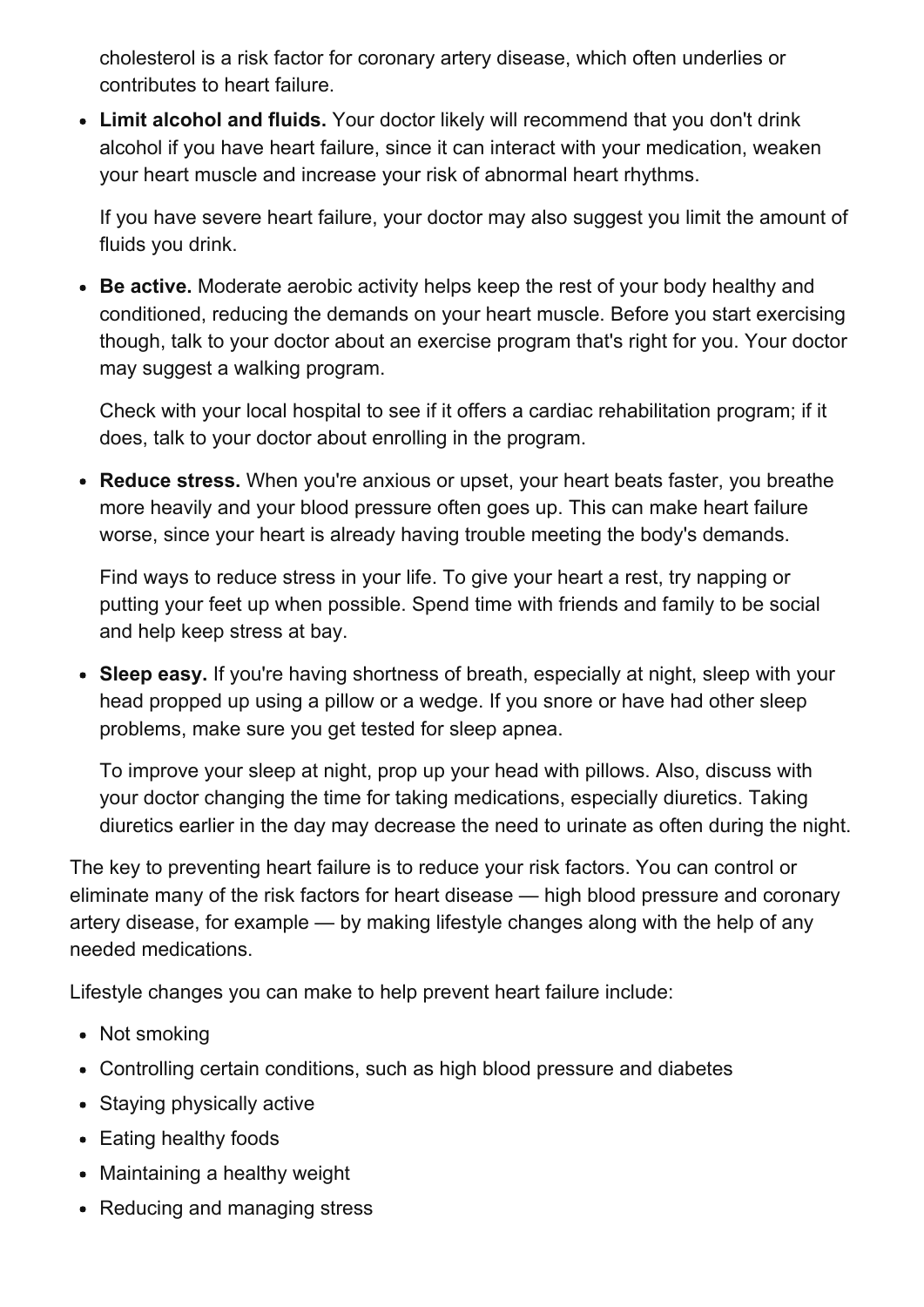cholesterol is a risk factor for coronary artery disease, which often underlies or contributes to heart failure.

- **Limit alcohol and fluids.** Your doctor likely will recommend that you don't drink alcohol if you have heart failure, since it can interact with your medication, weaken your heart muscle and increase your risk of abnormal heart rhythms.

  If you have severe heart failure, your doctor may also suggest you limit the amount of fluids you drink.

- **Be active.** Moderate aerobic activity helps keep the rest of your body healthy and conditioned, reducing the demands on your heart muscle. Before you start exercising though, talk to your doctor about an exercise program that's right for you. Your doctor may suggest a walking program.

  Check with your local hospital to see if it offers a cardiac rehabilitation program; if it does, talk to your doctor about enrolling in the program.

- **Reduce stress.** When you're anxious or upset, your heart beats faster, you breathe more heavily and your blood pressure often goes up. This can make heart failure worse, since your heart is already having trouble meeting the body's demands.

  Find ways to reduce stress in your life. To give your heart a rest, try napping or putting your feet up when possible. Spend time with friends and family to be social and help keep stress at bay.

- **Sleep easy.** If you're having shortness of breath, especially at night, sleep with your head propped up using a pillow or a wedge. If you snore or have had other sleep problems, make sure you get tested for sleep apnea.

  To improve your sleep at night, prop up your head with pillows. Also, discuss with your doctor changing the time for taking medications, especially diuretics. Taking diuretics earlier in the day may decrease the need to urinate as often during the night.

The key to preventing heart failure is to reduce your risk factors. You can control or eliminate many of the risk factors for heart disease — high blood pressure and coronary artery disease, for example — by making lifestyle changes along with the help of any needed medications.

Lifestyle changes you can make to help prevent heart failure include:

- Not smoking
- Controlling certain conditions, such as high blood pressure and diabetes
- Staying physically active
- Eating healthy foods
- Maintaining a healthy weight
- Reducing and managing stress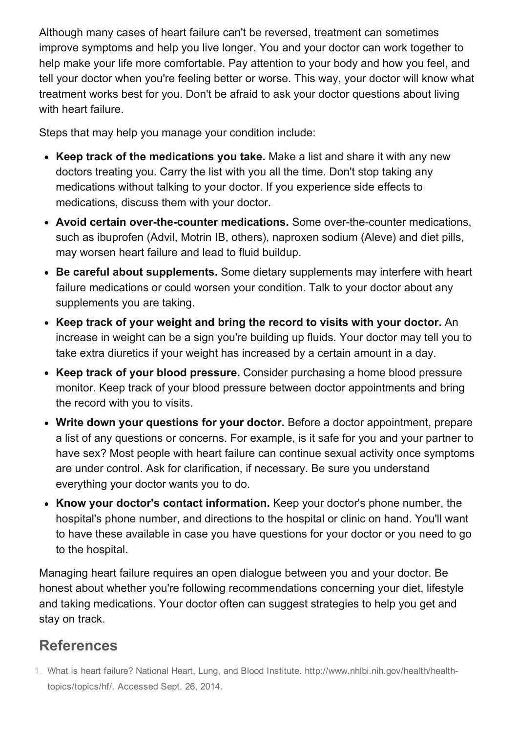Although many cases of heart failure can't be reversed, treatment can sometimes improve symptoms and help you live longer. You and your doctor can work together to help make your life more comfortable. Pay attention to your body and how you feel, and tell your doctor when you're feeling better or worse. This way, your doctor will know what treatment works best for you. Don't be afraid to ask your doctor questions about living with heart failure.

Steps that may help you manage your condition include:

- **Keep track of the medications you take.** Make a list and share it with any new doctors treating you. Carry the list with you all the time. Don't stop taking any medications without talking to your doctor. If you experience side effects to medications, discuss them with your doctor.
- **Avoid certain over-the-counter medications.** Some over-the-counter medications, such as ibuprofen (Advil, Motrin IB, others), naproxen sodium (Aleve) and diet pills, may worsen heart failure and lead to fluid buildup.
- **Be careful about supplements.** Some dietary supplements may interfere with heart failure medications or could worsen your condition. Talk to your doctor about any supplements you are taking.
- **Keep track of your weight and bring the record to visits with your doctor.** An increase in weight can be a sign you're building up fluids. Your doctor may tell you to take extra diuretics if your weight has increased by a certain amount in a day.
- **Keep track of your blood pressure.** Consider purchasing a home blood pressure monitor. Keep track of your blood pressure between doctor appointments and bring the record with you to visits.
- **Write down your questions for your doctor.** Before a doctor appointment, prepare a list of any questions or concerns. For example, is it safe for you and your partner to have sex? Most people with heart failure can continue sexual activity once symptoms are under control. Ask for clarification, if necessary. Be sure you understand everything your doctor wants you to do.
- **Know your doctor's contact information.** Keep your doctor's phone number, the hospital's phone number, and directions to the hospital or clinic on hand. You'll want to have these available in case you have questions for your doctor or you need to go to the hospital.

Managing heart failure requires an open dialogue between you and your doctor. Be honest about whether you're following recommendations concerning your diet, lifestyle and taking medications. Your doctor often can suggest strategies to help you get and stay on track.

## References

1. What is heart failure? National Heart, Lung, and Blood Institute. http://www.nhlbi.nih.gov/health/health-topics/topics/hf/. Accessed Sept. 26, 2014.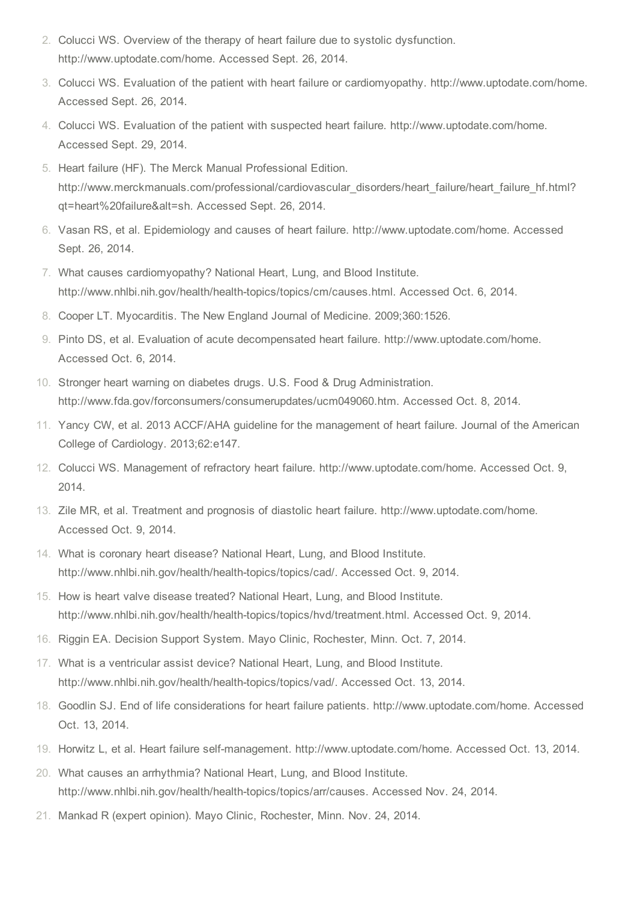2. Colucci WS. Overview of the therapy of heart failure due to systolic dysfunction. http://www.uptodate.com/home. Accessed Sept. 26, 2014.
3. Colucci WS. Evaluation of the patient with heart failure or cardiomyopathy. http://www.uptodate.com/home. Accessed Sept. 26, 2014.
4. Colucci WS. Evaluation of the patient with suspected heart failure. http://www.uptodate.com/home. Accessed Sept. 29, 2014.
5. Heart failure (HF). The Merck Manual Professional Edition. http://www.merckmanuals.com/professional/cardiovascular_disorders/heart_failure/heart_failure_hf.html?qt=heart%20failure&alt=sh. Accessed Sept. 26, 2014.
6. Vasan RS, et al. Epidemiology and causes of heart failure. http://www.uptodate.com/home. Accessed Sept. 26, 2014.
7. What causes cardiomyopathy? National Heart, Lung, and Blood Institute. http://www.nhlbi.nih.gov/health/health-topics/topics/cm/causes.html. Accessed Oct. 6, 2014.
8. Cooper LT. Myocarditis. The New England Journal of Medicine. 2009;360:1526.
9. Pinto DS, et al. Evaluation of acute decompensated heart failure. http://www.uptodate.com/home. Accessed Oct. 6, 2014.
10. Stronger heart warning on diabetes drugs. U.S. Food & Drug Administration. http://www.fda.gov/forconsumers/consumerupdates/ucm049060.htm. Accessed Oct. 8, 2014.
11. Yancy CW, et al. 2013 ACCF/AHA guideline for the management of heart failure. Journal of the American College of Cardiology. 2013;62:e147.
12. Colucci WS. Management of refractory heart failure. http://www.uptodate.com/home. Accessed Oct. 9, 2014.
13. Zile MR, et al. Treatment and prognosis of diastolic heart failure. http://www.uptodate.com/home. Accessed Oct. 9, 2014.
14. What is coronary heart disease? National Heart, Lung, and Blood Institute. http://www.nhlbi.nih.gov/health/health-topics/topics/cad/. Accessed Oct. 9, 2014.
15. How is heart valve disease treated? National Heart, Lung, and Blood Institute. http://www.nhlbi.nih.gov/health/health-topics/topics/hvd/treatment.html. Accessed Oct. 9, 2014.
16. Riggin EA. Decision Support System. Mayo Clinic, Rochester, Minn. Oct. 7, 2014.
17. What is a ventricular assist device? National Heart, Lung, and Blood Institute. http://www.nhlbi.nih.gov/health/health-topics/topics/vad/. Accessed Oct. 13, 2014.
18. Goodlin SJ. End of life considerations for heart failure patients. http://www.uptodate.com/home. Accessed Oct. 13, 2014.
19. Horwitz L, et al. Heart failure self-management. http://www.uptodate.com/home. Accessed Oct. 13, 2014.
20. What causes an arrhythmia? National Heart, Lung, and Blood Institute. http://www.nhlbi.nih.gov/health/health-topics/topics/arr/causes. Accessed Nov. 24, 2014.
21. Mankad R (expert opinion). Mayo Clinic, Rochester, Minn. Nov. 24, 2014.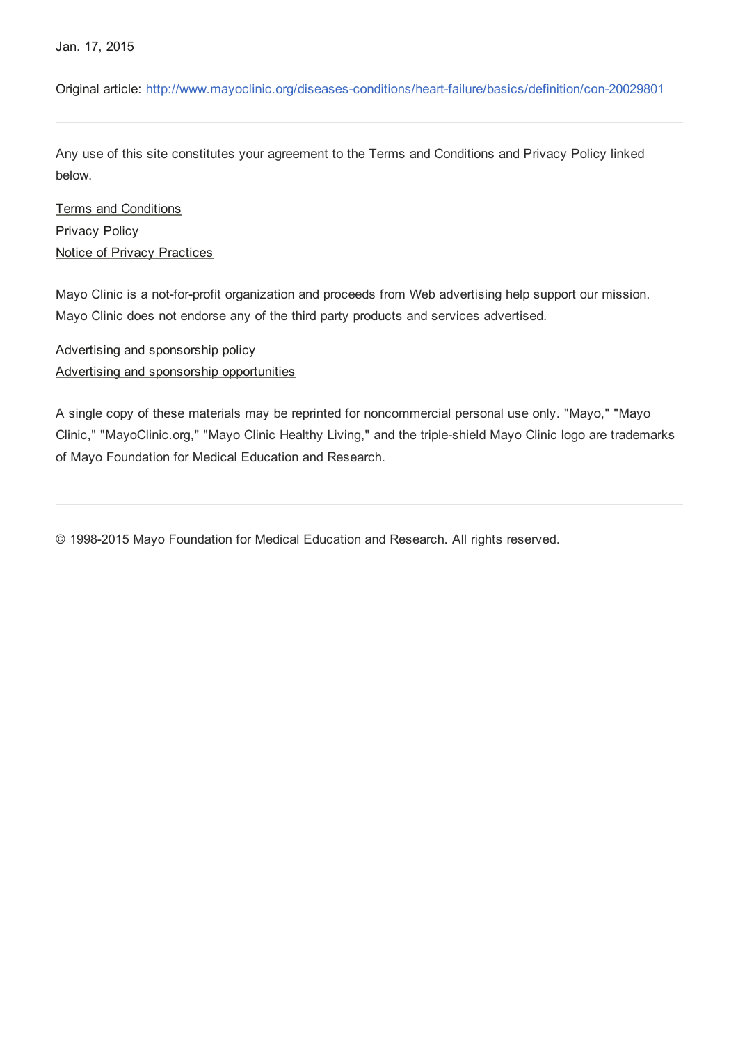Jan. 17, 2015

Original article: http://www.mayoclinic.org/diseases-conditions/heart-failure/basics/definition/con-20029801

---

Any use of this site constitutes your agreement to the Terms and Conditions and Privacy Policy linked below.

Terms and Conditions
Privacy Policy
Notice of Privacy Practices

Mayo Clinic is a not-for-profit organization and proceeds from Web advertising help support our mission. Mayo Clinic does not endorse any of the third party products and services advertised.

Advertising and sponsorship policy
Advertising and sponsorship opportunities

A single copy of these materials may be reprinted for noncommercial personal use only. "Mayo," "Mayo Clinic," "MayoClinic.org," "Mayo Clinic Healthy Living," and the triple-shield Mayo Clinic logo are trademarks of Mayo Foundation for Medical Education and Research.

---

© 1998-2015 Mayo Foundation for Medical Education and Research. All rights reserved.